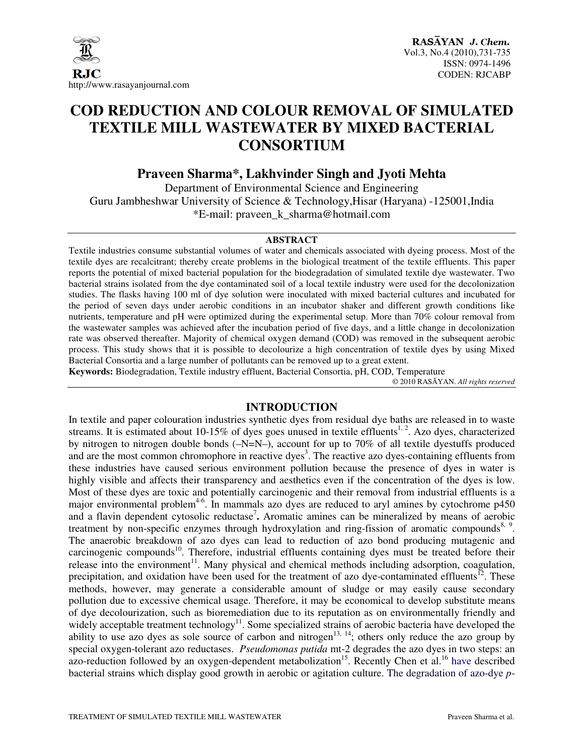# COD REDUCTION AND COLOUR REMOVAL OF SIMULATED TEXTILE MILL WASTEWATER BY MIXED BACTERIAL CONSORTIUM

**Praveen Sharma*, Lakhvinder Singh and Jyoti Mehta**

Department of Environmental Science and Engineering
Guru Jambheshwar University of Science & Technology,Hisar (Haryana) -125001,India
*E-mail: praveen_k_sharma@hotmail.com

## ABSTRACT

Textile industries consume substantial volumes of water and chemicals associated with dyeing process. Most of the textile dyes are recalcitrant; thereby create problems in the biological treatment of the textile effluents. This paper reports the potential of mixed bacterial population for the biodegradation of simulated textile dye wastewater. Two bacterial strains isolated from the dye contaminated soil of a local textile industry were used for the decolonization studies. The flasks having 100 ml of dye solution were inoculated with mixed bacterial cultures and incubated for the period of seven days under aerobic conditions in an incubator shaker and different growth conditions like nutrients, temperature and pH were optimized during the experimental setup. More than 70% colour removal from the wastewater samples was achieved after the incubation period of five days, and a little change in decolonization rate was observed thereafter. Majority of chemical oxygen demand (COD) was removed in the subsequent aerobic process. This study shows that it is possible to decolourize a high concentration of textile dyes by using Mixed Bacterial Consortia and a large number of pollutants can be removed up to a great extent.

**Keywords:** Biodegradation, Textile industry effluent, Bacterial Consortia, pH, COD, Temperature

© 2010 RASĀYAN. *All rights reserved*

## INTRODUCTION

In textile and paper colouration industries synthetic dyes from residual dye baths are released in to waste streams. It is estimated about 10-15% of dyes goes unused in textile effluents[1, 2]. Azo dyes, characterized by nitrogen to nitrogen double bonds (–N=N–), account for up to 70% of all textile dyestuffs produced and are the most common chromophore in reactive dyes[3]. The reactive azo dyes-containing effluents from these industries have caused serious environment pollution because the presence of dyes in water is highly visible and affects their transparency and aesthetics even if the concentration of the dyes is low. Most of these dyes are toxic and potentially carcinogenic and their removal from industrial effluents is a major environmental problem[4-6]. In mammals azo dyes are reduced to aryl amines by cytochrome p450 and a flavin dependent cytosolic reductase[7]**.** Aromatic amines can be mineralized by means of aerobic treatment by non-specific enzymes through hydroxylation and ring-fission of aromatic compounds[8, 9]. The anaerobic breakdown of azo dyes can lead to reduction of azo bond producing mutagenic and carcinogenic compounds[10]. Therefore, industrial effluents containing dyes must be treated before their release into the environment[11]. Many physical and chemical methods including adsorption, coagulation, precipitation, and oxidation have been used for the treatment of azo dye-contaminated effluents[12]. These methods, however, may generate a considerable amount of sludge or may easily cause secondary pollution due to excessive chemical usage. Therefore, it may be economical to develop substitute means of dye decolourization, such as bioremediation due to its reputation as on environmentally friendly and widely acceptable treatment technology[11]. Some specialized strains of aerobic bacteria have developed the ability to use azo dyes as sole source of carbon and nitrogen[13, 14]; others only reduce the azo group by special oxygen-tolerant azo reductases. *Pseudomonas putida* mt-2 degrades the azo dyes in two steps: an azo-reduction followed by an oxygen-dependent metabolization[15]. Recently Chen et al.[16] have described bacterial strains which display good growth in aerobic or agitation culture. The degradation of azo-dye *p*-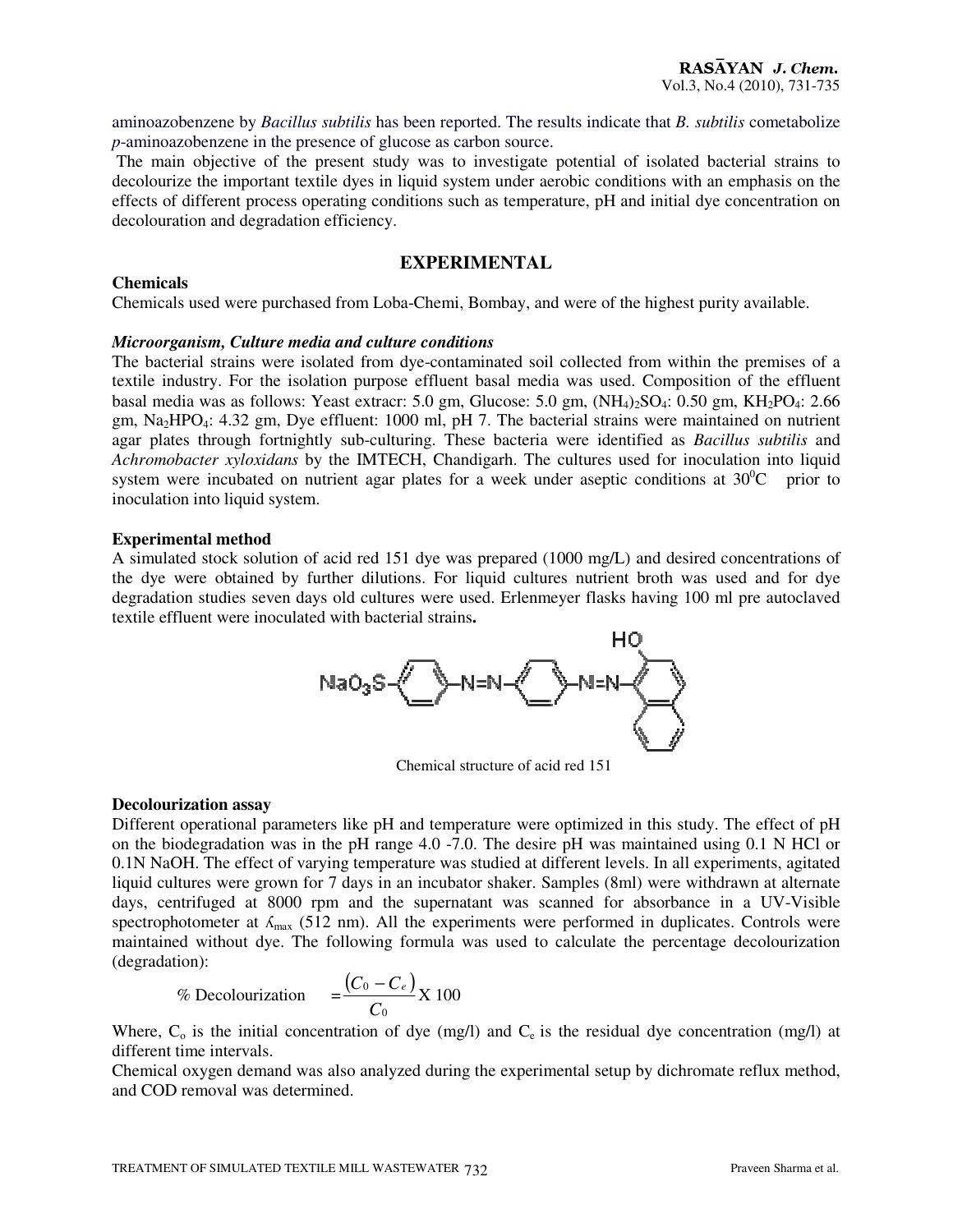aminoazobenzene by *Bacillus subtilis* has been reported. The results indicate that *B. subtilis* cometabolize *p*-aminoazobenzene in the presence of glucose as carbon source.

The main objective of the present study was to investigate potential of isolated bacterial strains to decolourize the important textile dyes in liquid system under aerobic conditions with an emphasis on the effects of different process operating conditions such as temperature, pH and initial dye concentration on decolouration and degradation efficiency.

## EXPERIMENTAL

### Chemicals

Chemicals used were purchased from Loba-Chemi, Bombay, and were of the highest purity available.

### *Microorganism, Culture media and culture conditions*

The bacterial strains were isolated from dye-contaminated soil collected from within the premises of a textile industry. For the isolation purpose effluent basal media was used. Composition of the effluent basal media was as follows: Yeast extracr: 5.0 gm, Glucose: 5.0 gm, $(NH_4)_2SO_4$: 0.50 gm, $KH_2PO_4$: 2.66 gm, $Na_2HPO_4$: 4.32 gm, Dye effluent: 1000 ml, pH 7. The bacterial strains were maintained on nutrient agar plates through fortnightly sub-culturing. These bacteria were identified as *Bacillus subtilis* and *Achromobacter xyloxidans* by the IMTECH, Chandigarh. The cultures used for inoculation into liquid system were incubated on nutrient agar plates for a week under aseptic conditions at $30^0$C prior to inoculation into liquid system.

### Experimental method

A simulated stock solution of acid red 151 dye was prepared (1000 mg/L) and desired concentrations of the dye were obtained by further dilutions. For liquid cultures nutrient broth was used and for dye degradation studies seven days old cultures were used. Erlenmeyer flasks having 100 ml pre autoclaved textile effluent were inoculated with bacterial strains**.**

Chemical structure of acid red 151

### Decolourization assay

Different operational parameters like pH and temperature were optimized in this study. The effect of pH on the biodegradation was in the pH range 4.0 -7.0. The desire pH was maintained using 0.1 N HCl or 0.1N NaOH. The effect of varying temperature was studied at different levels. In all experiments, agitated liquid cultures were grown for 7 days in an incubator shaker. Samples (8ml) were withdrawn at alternate days, centrifuged at 8000 rpm and the supernatant was scanned for absorbance in a UV-Visible spectrophotometer at $\lambda_{max}$ (512 nm). All the experiments were performed in duplicates. Controls were maintained without dye. The following formula was used to calculate the percentage decolourization (degradation):

$$\% \text{ Decolourization} = \frac{(C_0 - C_e)}{C_0} \text{X } 100$$

Where, $C_o$ is the initial concentration of dye (mg/l) and $C_e$ is the residual dye concentration (mg/l) at different time intervals.

Chemical oxygen demand was also analyzed during the experimental setup by dichromate reflux method, and COD removal was determined.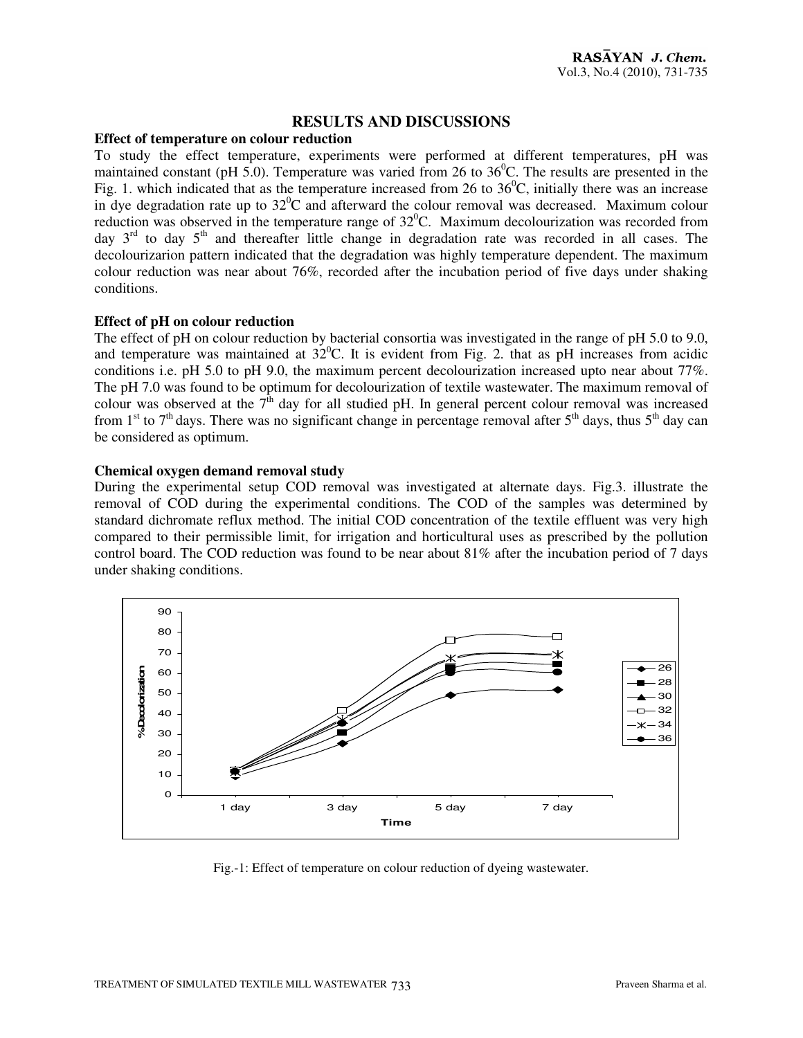## RESULTS AND DISCUSSIONS

### Effect of temperature on colour reduction

To study the effect temperature, experiments were performed at different temperatures, pH was maintained constant (pH 5.0). Temperature was varied from 26 to 36$^0$C. The results are presented in the Fig. 1. which indicated that as the temperature increased from 26 to 36$^0$C, initially there was an increase in dye degradation rate up to 32$^0$C and afterward the colour removal was decreased. Maximum colour reduction was observed in the temperature range of 32$^0$C. Maximum decolourization was recorded from day 3$^{rd}$ to day 5$^{th}$ and thereafter little change in degradation rate was recorded in all cases. The decolourizarion pattern indicated that the degradation was highly temperature dependent. The maximum colour reduction was near about 76%, recorded after the incubation period of five days under shaking conditions.

### Effect of pH on colour reduction

The effect of pH on colour reduction by bacterial consortia was investigated in the range of pH 5.0 to 9.0, and temperature was maintained at 32$^0$C. It is evident from Fig. 2. that as pH increases from acidic conditions i.e. pH 5.0 to pH 9.0, the maximum percent decolourization increased upto near about 77%. The pH 7.0 was found to be optimum for decolourization of textile wastewater. The maximum removal of colour was observed at the 7$^{th}$ day for all studied pH. In general percent colour removal was increased from 1$^{st}$ to 7$^{th}$ days. There was no significant change in percentage removal after 5$^{th}$ days, thus 5$^{th}$ day can be considered as optimum.

### Chemical oxygen demand removal study

During the experimental setup COD removal was investigated at alternate days. Fig.3. illustrate the removal of COD during the experimental conditions. The COD of the samples was determined by standard dichromate reflux method. The initial COD concentration of the textile effluent was very high compared to their permissible limit, for irrigation and horticultural uses as prescribed by the pollution control board. The COD reduction was found to be near about 81% after the incubation period of 7 days under shaking conditions.

Fig.-1: Effect of temperature on colour reduction of dyeing wastewater.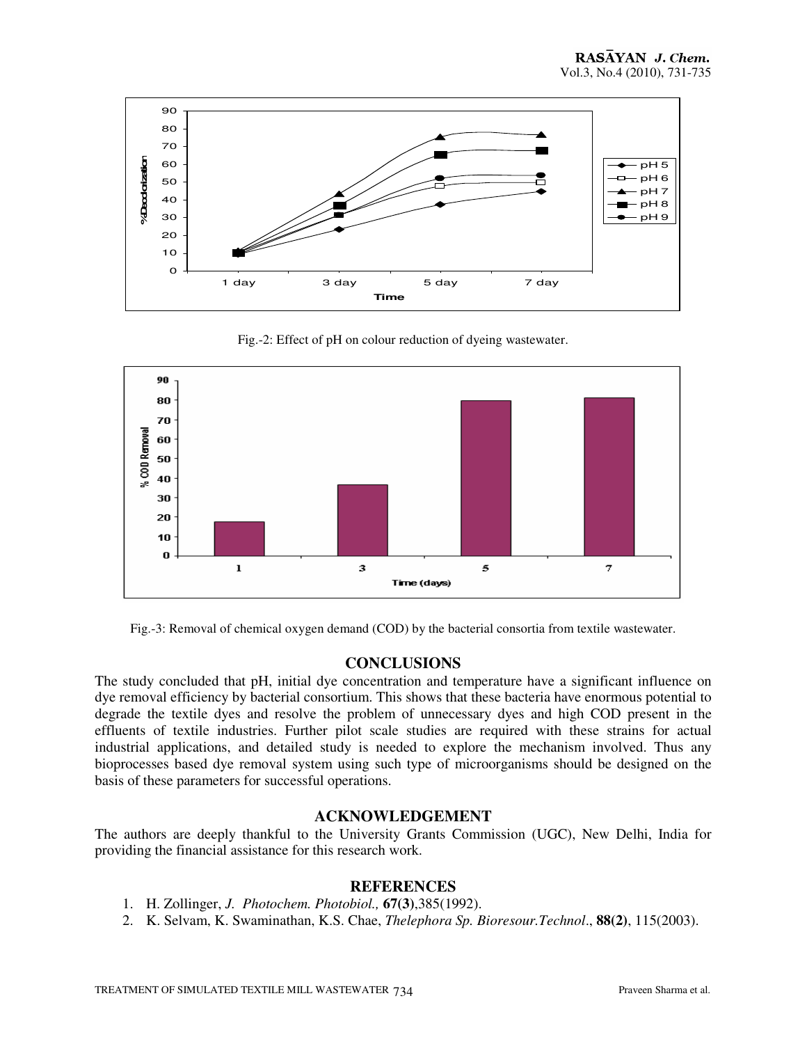Fig.-2: Effect of pH on colour reduction of dyeing wastewater.

Fig.-3: Removal of chemical oxygen demand (COD) by the bacterial consortia from textile wastewater.

## CONCLUSIONS

The study concluded that pH, initial dye concentration and temperature have a significant influence on dye removal efficiency by bacterial consortium. This shows that these bacteria have enormous potential to degrade the textile dyes and resolve the problem of unnecessary dyes and high COD present in the effluents of textile industries. Further pilot scale studies are required with these strains for actual industrial applications, and detailed study is needed to explore the mechanism involved. Thus any bioprocesses based dye removal system using such type of microorganisms should be designed on the basis of these parameters for successful operations.

## ACKNOWLEDGEMENT

The authors are deeply thankful to the University Grants Commission (UGC), New Delhi, India for providing the financial assistance for this research work.

## REFERENCES

1. H. Zollinger, *J. Photochem. Photobiol.,* **67(3)**,385(1992).
2. K. Selvam, K. Swaminathan, K.S. Chae, *Thelephora Sp. Bioresour.Technol*., **88(2)**, 115(2003).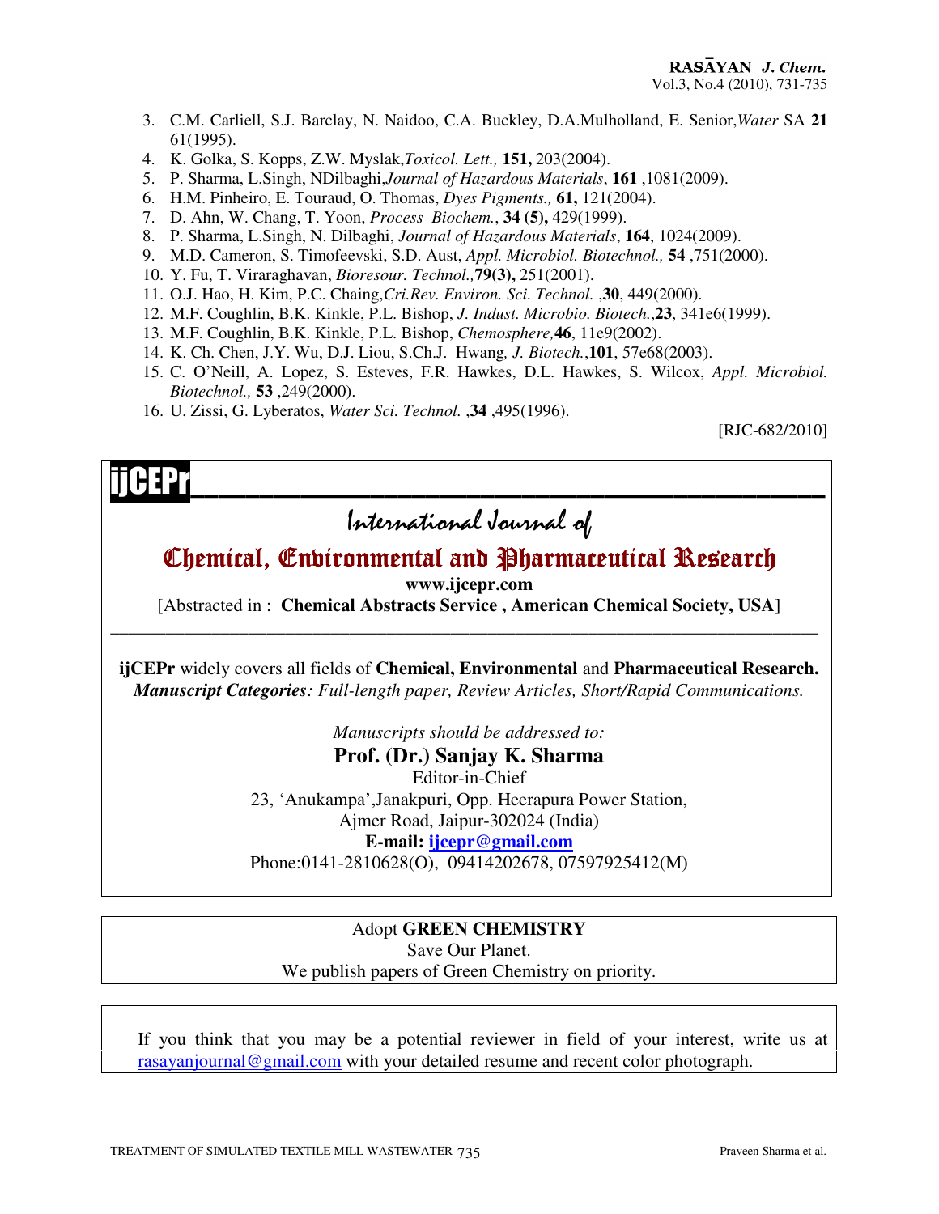3. C.M. Carliell, S.J. Barclay, N. Naidoo, C.A. Buckley, D.A.Mulholland, E. Senior,*Water* SA **21** 61(1995).
4. K. Golka, S. Kopps, Z.W. Myslak,*Toxicol. Lett.,* **151,** 203(2004).
5. P. Sharma, L.Singh, NDilbaghi,*Journal of Hazardous Materials*, **161** ,1081(2009).
6. H.M. Pinheiro, E. Touraud, O. Thomas, *Dyes Pigments.,* **61,** 121(2004).
7. D. Ahn, W. Chang, T. Yoon, *Process Biochem.*, **34 (5),** 429(1999).
8. P. Sharma, L.Singh, N. Dilbaghi, *Journal of Hazardous Materials*, **164**, 1024(2009).
9. M.D. Cameron, S. Timofeevski, S.D. Aust, *Appl. Microbiol. Biotechnol.,* **54** ,751(2000).
10. Y. Fu, T. Viraraghavan, *Bioresour. Technol.,***79(3),** 251(2001).
11. O.J. Hao, H. Kim, P.C. Chaing,*Cri.Rev. Environ. Sci. Technol.* ,**30**, 449(2000).
12. M.F. Coughlin, B.K. Kinkle, P.L. Bishop, *J. Indust. Microbio. Biotech.*,**23**, 341e6(1999).
13. M.F. Coughlin, B.K. Kinkle, P.L. Bishop, *Chemosphere,***46**, 11e9(2002).
14. K. Ch. Chen, J.Y. Wu, D.J. Liou, S.Ch.J. Hwang*, J. Biotech.*,**101**, 57e68(2003).
15. C. O'Neill, A. Lopez, S. Esteves, F.R. Hawkes, D.L. Hawkes, S. Wilcox, *Appl. Microbiol. Biotechnol.,* **53** ,249(2000).
16. U. Zissi, G. Lyberatos, *Water Sci. Technol.* ,**34** ,495(1996).

[RJC-682/2010]

**ijCEPr**

*International Journal of*

## Chemical, Environmental and Pharmaceutical Research

**www.ijcepr.com**

[Abstracted in : **Chemical Abstracts Service , American Chemical Society, USA**]

**ijCEPr** widely covers all fields of **Chemical, Environmental** and **Pharmaceutical Research.**
***Manuscript Categories****: Full-length paper, Review Articles, Short/Rapid Communications.*

*Manuscripts should be addressed to:*

**Prof. (Dr.) Sanjay K. Sharma**

Editor-in-Chief

23, 'Anukampa',Janakpuri, Opp. Heerapura Power Station,

Ajmer Road, Jaipur-302024 (India)

**E-mail: ijcepr@gmail.com**

Phone:0141-2810628(O), 09414202678, 07597925412(M)

Adopt **GREEN CHEMISTRY**

Save Our Planet.

We publish papers of Green Chemistry on priority.

If you think that you may be a potential reviewer in field of your interest, write us at rasayanjournal@gmail.com with your detailed resume and recent color photograph.